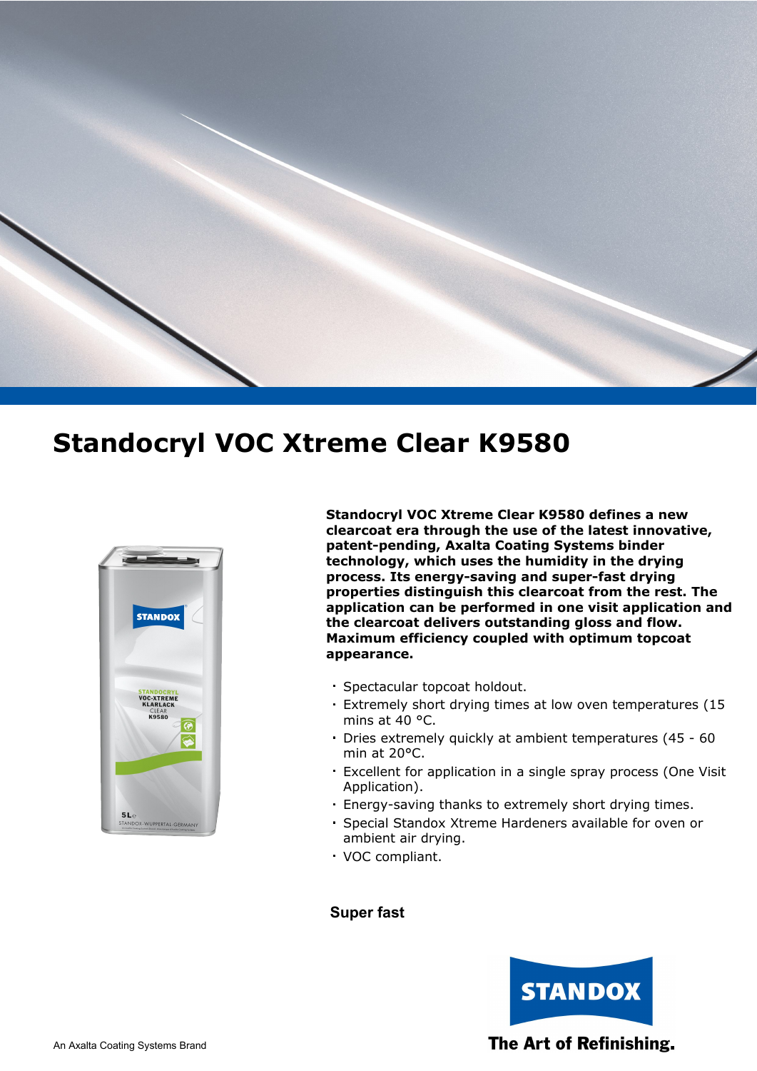# Standocryl VOC Xtreme Clear K9580

**Standocryl VOC Xtreme Clear K9580 defines a new clearcoat era through the use of the latest innovative, patent-pending, Axalta Coating Systems binder technology, which uses the humidity in the drying process. Its energy-saving and super-fast drying properties distinguish this clearcoat from the rest. The application can be performed in one visit application and the clearcoat delivers outstanding gloss and flow. Maximum efficiency coupled with optimum topcoat appearance.**

- Spectacular topcoat holdout.
- Extremely short drying times at low oven temperatures (15 mins at 40 °C.
- Dries extremely quickly at ambient temperatures (45 - 60 min at 20°C.
- Excellent for application in a single spray process (One Visit Application).
- Energy-saving thanks to extremely short drying times.
- Special Standox Xtreme Hardeners available for oven or ambient air drying.
- VOC compliant.

**Super fast**

STANDOX

The Art of Refinishing.

An Axalta Coating Systems Brand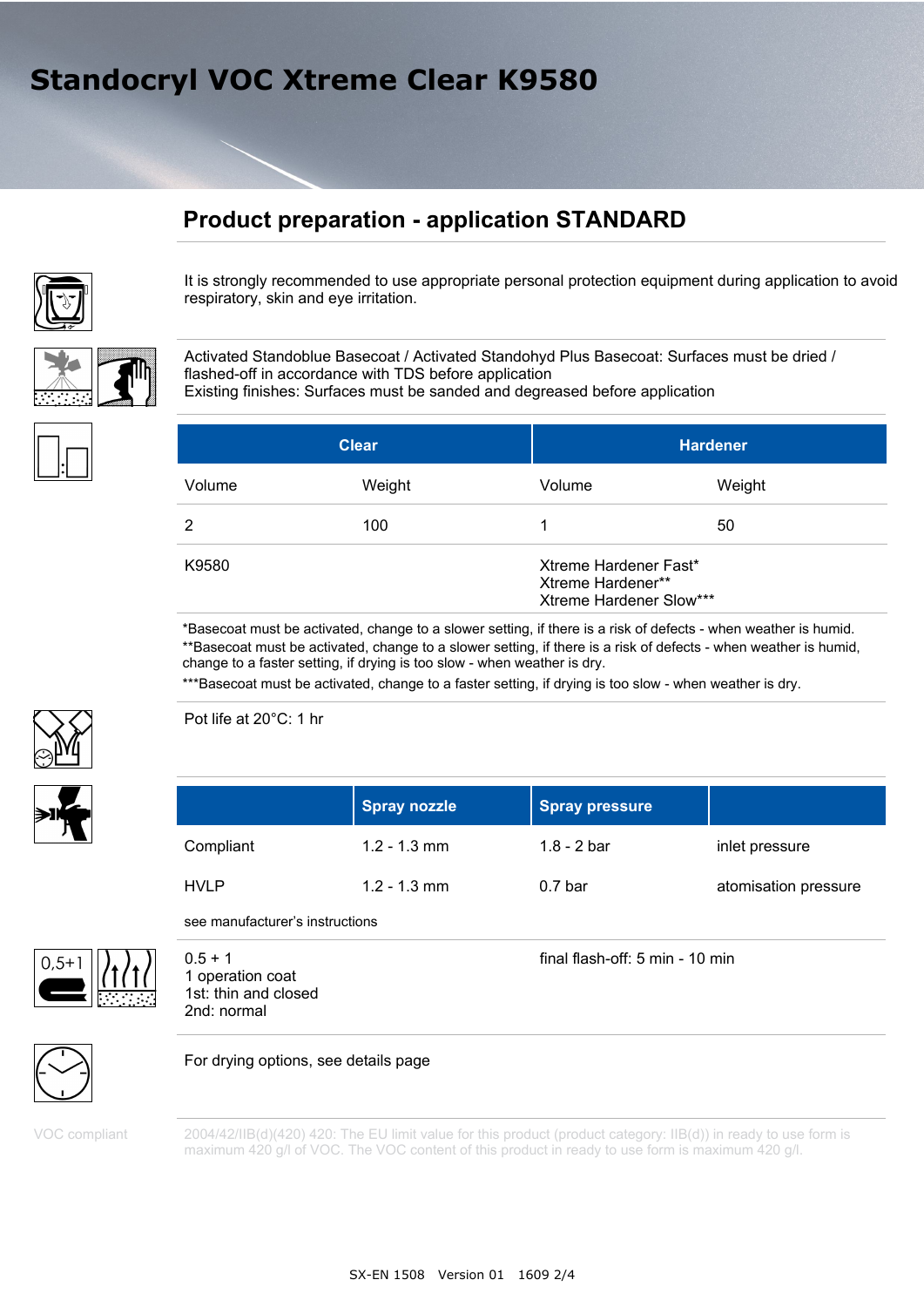# Standocryl VOC Xtreme Clear K9580

## Product preparation - application STANDARD

It is strongly recommended to use appropriate personal protection equipment during application to avoid respiratory, skin and eye irritation.

Activated Standoblue Basecoat / Activated Standohyd Plus Basecoat: Surfaces must be dried / flashed-off in accordance with TDS before application
Existing finishes: Surfaces must be sanded and degreased before application

| Clear | | Hardener | |
|---|---|---|---|
| Volume | Weight | Volume | Weight |
| 2 | 100 | 1 | 50 |
| K9580 | | Xtreme Hardener Fast*<br>Xtreme Hardener**<br>Xtreme Hardener Slow*** | |

*Basecoat must be activated, change to a slower setting, if there is a risk of defects - when weather is humid.
**Basecoat must be activated, change to a slower setting, if there is a risk of defects - when weather is humid, change to a faster setting, if drying is too slow - when weather is dry.
***Basecoat must be activated, change to a faster setting, if drying is too slow - when weather is dry.

Pot life at 20°C: 1 hr

| | Spray nozzle | Spray pressure | |
|---|---|---|---|
| Compliant | 1.2 - 1.3 mm | 1.8 - 2 bar | inlet pressure |
| HVLP | 1.2 - 1.3 mm | 0.7 bar | atomisation pressure |

see manufacturer's instructions

0.5 + 1
1 operation coat
1st: thin and closed
2nd: normal

final flash-off: 5 min - 10 min

For drying options, see details page

VOC compliant

2004/42/IIB(d)(420) 420: The EU limit value for this product (product category: IIB(d)) in ready to use form is maximum 420 g/l of VOC. The VOC content of this product in ready to use form is maximum 420 g/l.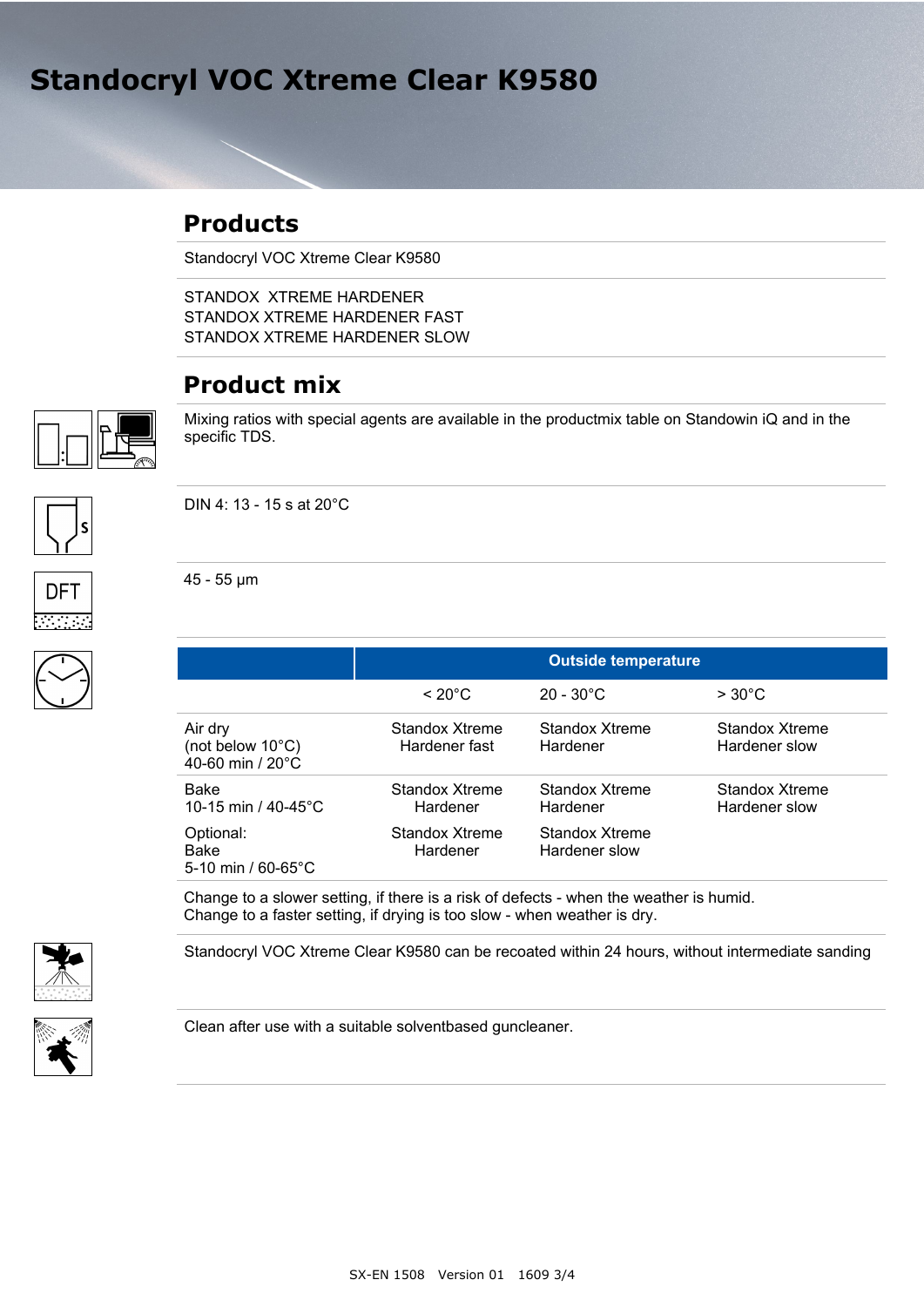# Standocryl VOC Xtreme Clear K9580

## Products

Standocryl VOC Xtreme Clear K9580

STANDOX XTREME HARDENER
STANDOX XTREME HARDENER FAST
STANDOX XTREME HARDENER SLOW

## Product mix

Mixing ratios with special agents are available in the productmix table on Standowin iQ and in the specific TDS.

DIN 4: 13 - 15 s at 20°C

45 - 55 µm

| | Outside temperature | | |
|---|---|---|---|
| | < 20°C | 20 - 30°C | > 30°C |
| Air dry (not below 10°C) 40-60 min / 20°C | Standox Xtreme Hardener fast | Standox Xtreme Hardener | Standox Xtreme Hardener slow |
| Bake 10-15 min / 40-45°C | Standox Xtreme Hardener | Standox Xtreme Hardener | Standox Xtreme Hardener slow |
| Optional: Bake 5-10 min / 60-65°C | Standox Xtreme Hardener | Standox Xtreme Hardener slow | |

Change to a slower setting, if there is a risk of defects - when the weather is humid.
Change to a faster setting, if drying is too slow - when weather is dry.

Standocryl VOC Xtreme Clear K9580 can be recoated within 24 hours, without intermediate sanding

Clean after use with a suitable solventbased guncleaner.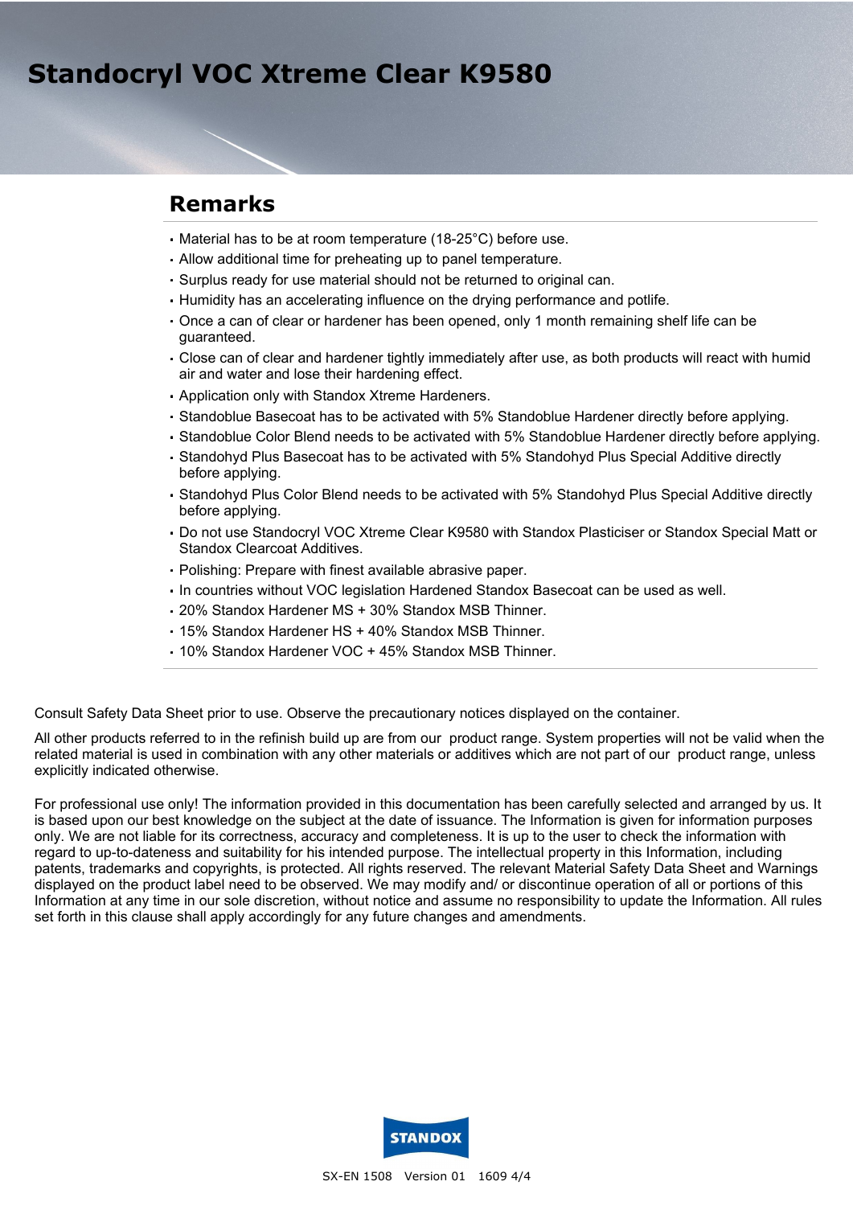# Standocryl VOC Xtreme Clear K9580

## Remarks

- Material has to be at room temperature (18-25°C) before use.
- Allow additional time for preheating up to panel temperature.
- Surplus ready for use material should not be returned to original can.
- Humidity has an accelerating influence on the drying performance and potlife.
- Once a can of clear or hardener has been opened, only 1 month remaining shelf life can be guaranteed.
- Close can of clear and hardener tightly immediately after use, as both products will react with humid air and water and lose their hardening effect.
- Application only with Standox Xtreme Hardeners.
- Standoblue Basecoat has to be activated with 5% Standoblue Hardener directly before applying.
- Standoblue Color Blend needs to be activated with 5% Standoblue Hardener directly before applying.
- Standohyd Plus Basecoat has to be activated with 5% Standohyd Plus Special Additive directly before applying.
- Standohyd Plus Color Blend needs to be activated with 5% Standohyd Plus Special Additive directly before applying.
- Do not use Standocryl VOC Xtreme Clear K9580 with Standox Plasticiser or Standox Special Matt or Standox Clearcoat Additives.
- Polishing: Prepare with finest available abrasive paper.
- In countries without VOC legislation Hardened Standox Basecoat can be used as well.
- 20% Standox Hardener MS + 30% Standox MSB Thinner.
- 15% Standox Hardener HS + 40% Standox MSB Thinner.
- 10% Standox Hardener VOC + 45% Standox MSB Thinner.

Consult Safety Data Sheet prior to use. Observe the precautionary notices displayed on the container.

All other products referred to in the refinish build up are from our product range. System properties will not be valid when the related material is used in combination with any other materials or additives which are not part of our product range, unless explicitly indicated otherwise.

For professional use only! The information provided in this documentation has been carefully selected and arranged by us. It is based upon our best knowledge on the subject at the date of issuance. The Information is given for information purposes only. We are not liable for its correctness, accuracy and completeness. It is up to the user to check the information with regard to up-to-dateness and suitability for his intended purpose. The intellectual property in this Information, including patents, trademarks and copyrights, is protected. All rights reserved. The relevant Material Safety Data Sheet and Warnings displayed on the product label need to be observed. We may modify and/ or discontinue operation of all or portions of this Information at any time in our sole discretion, without notice and assume no responsibility to update the Information. All rules set forth in this clause shall apply accordingly for any future changes and amendments.

STANDOX

SX-EN 1508 Version 01 1609